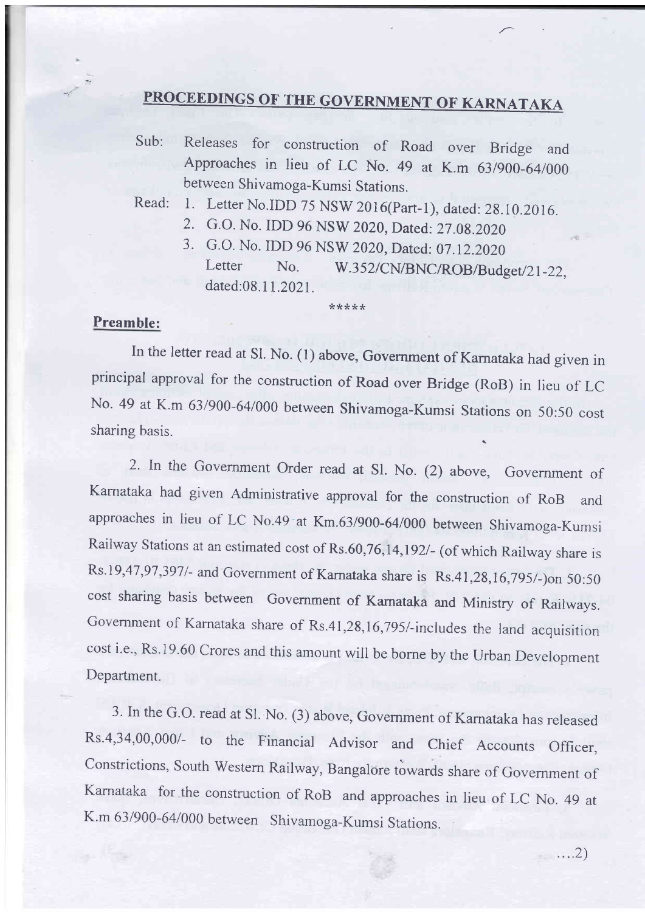# PROCEEDINGS OF THE GOVERNMENT OF KARNATAKA

Sub: Releases for construction of Road over Bridge and Approaches in lieu of LC No. 49 at K.m 63/900-64/000 between Shivamoga-Kumsi Stations.

Read:
1. Letter No.IDD 75 NSW 2016(Part-1), dated: 28.10.2016.
2. G.O. No. IDD 96 NSW 2020, Dated: 27.08.2020
3. G.O. No. IDD 96 NSW 2020, Dated: 07.12.2020

   Letter No. W.352/CN/BNC/ROB/Budget/21-22, dated:08.11.2021.

*****

## Preamble:

In the letter read at Sl. No. (1) above, Government of Karnataka had given in principal approval for the construction of Road over Bridge (RoB) in lieu of LC No. 49 at K.m 63/900-64/000 between Shivamoga-Kumsi Stations on 50:50 cost sharing basis.

2. In the Government Order read at Sl. No. (2) above, Government of Karnataka had given Administrative approval for the construction of RoB and approaches in lieu of LC No.49 at Km.63/900-64/000 between Shivamoga-Kumsi Railway Stations at an estimated cost of Rs.60,76,14,192/- (of which Railway share is Rs.19,47,97,397/- and Government of Karnataka share is Rs.41,28,16,795/-)on 50:50 cost sharing basis between Government of Karnataka and Ministry of Railways. Government of Karnataka share of Rs.41,28,16,795/-includes the land acquisition cost i.e., Rs.19.60 Crores and this amount will be borne by the Urban Development Department.

3. In the G.O. read at Sl. No. (3) above, Government of Karnataka has released Rs.4,34,00,000/- to the Financial Advisor and Chief Accounts Officer, Constrictions, South Western Railway, Bangalore towards share of Government of Karnataka for the construction of RoB and approaches in lieu of LC No. 49 at K.m 63/900-64/000 between Shivamoga-Kumsi Stations.

....2)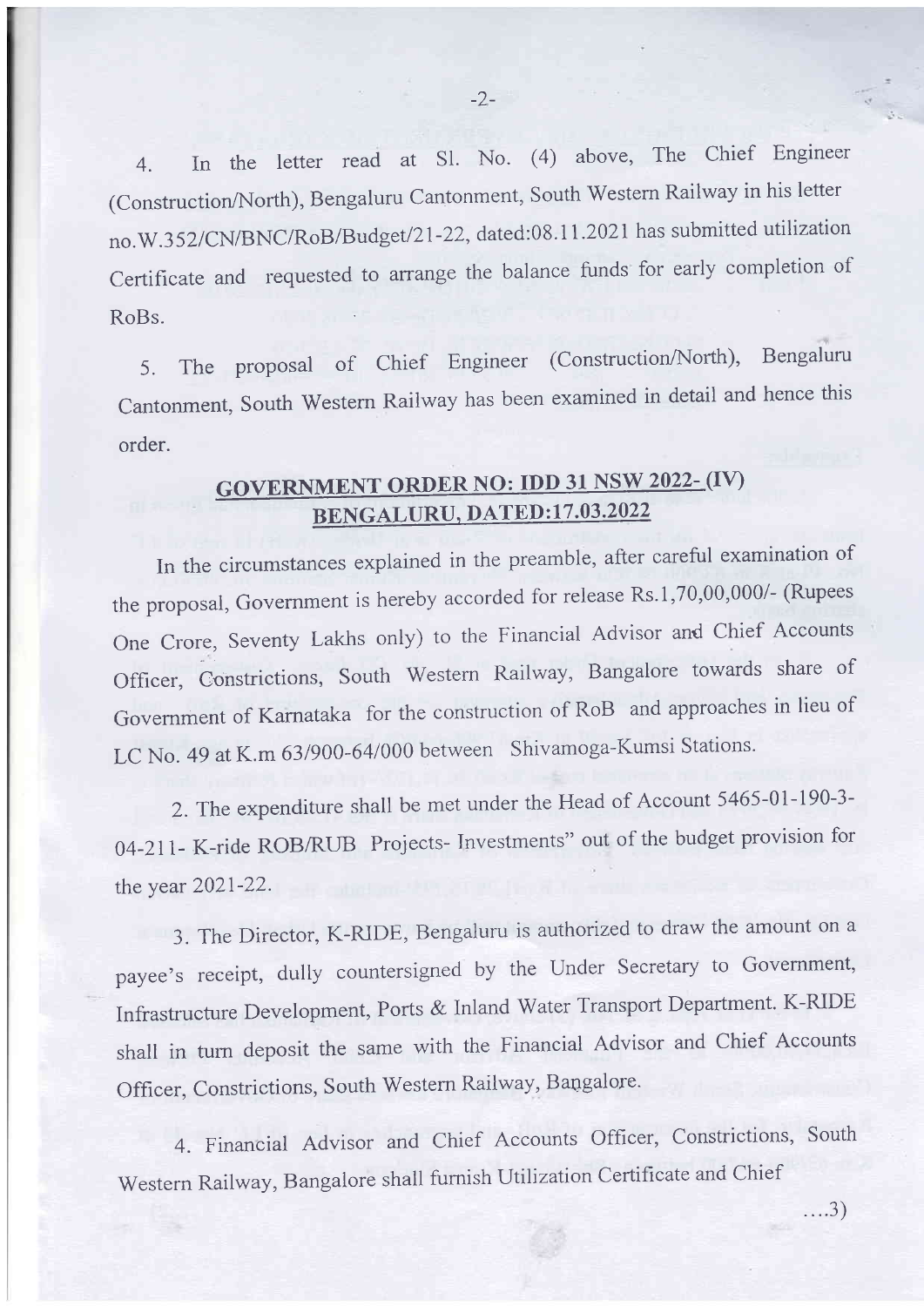4. In the letter read at Sl. No. (4) above, The Chief Engineer (Construction/North), Bengaluru Cantonment, South Western Railway in his letter no.W.352/CN/BNC/RoB/Budget/21-22, dated:08.11.2021 has submitted utilization Certificate and requested to arrange the balance funds for early completion of RoBs.

5. The proposal of Chief Engineer (Construction/North), Bengaluru Cantonment, South Western Railway has been examined in detail and hence this order.

## GOVERNMENT ORDER NO: IDD 31 NSW 2022- (IV) BENGALURU, DATED:17.03.2022

In the circumstances explained in the preamble, after careful examination of the proposal, Government is hereby accorded for release Rs.1,70,00,000/- (Rupees One Crore, Seventy Lakhs only) to the Financial Advisor and Chief Accounts Officer, Constrictions, South Western Railway, Bangalore towards share of Government of Karnataka for the construction of RoB and approaches in lieu of LC No. 49 at K.m 63/900-64/000 between Shivamoga-Kumsi Stations.

2. The expenditure shall be met under the Head of Account 5465-01-190-3-04-211- K-ride ROB/RUB Projects- Investments" out of the budget provision for the year 2021-22.

3. The Director, K-RIDE, Bengaluru is authorized to draw the amount on a payee's receipt, dully countersigned by the Under Secretary to Government, Infrastructure Development, Ports & Inland Water Transport Department. K-RIDE shall in turn deposit the same with the Financial Advisor and Chief Accounts Officer, Constrictions, South Western Railway, Bangalore.

4. Financial Advisor and Chief Accounts Officer, Constrictions, South Western Railway, Bangalore shall furnish Utilization Certificate and Chief

....3)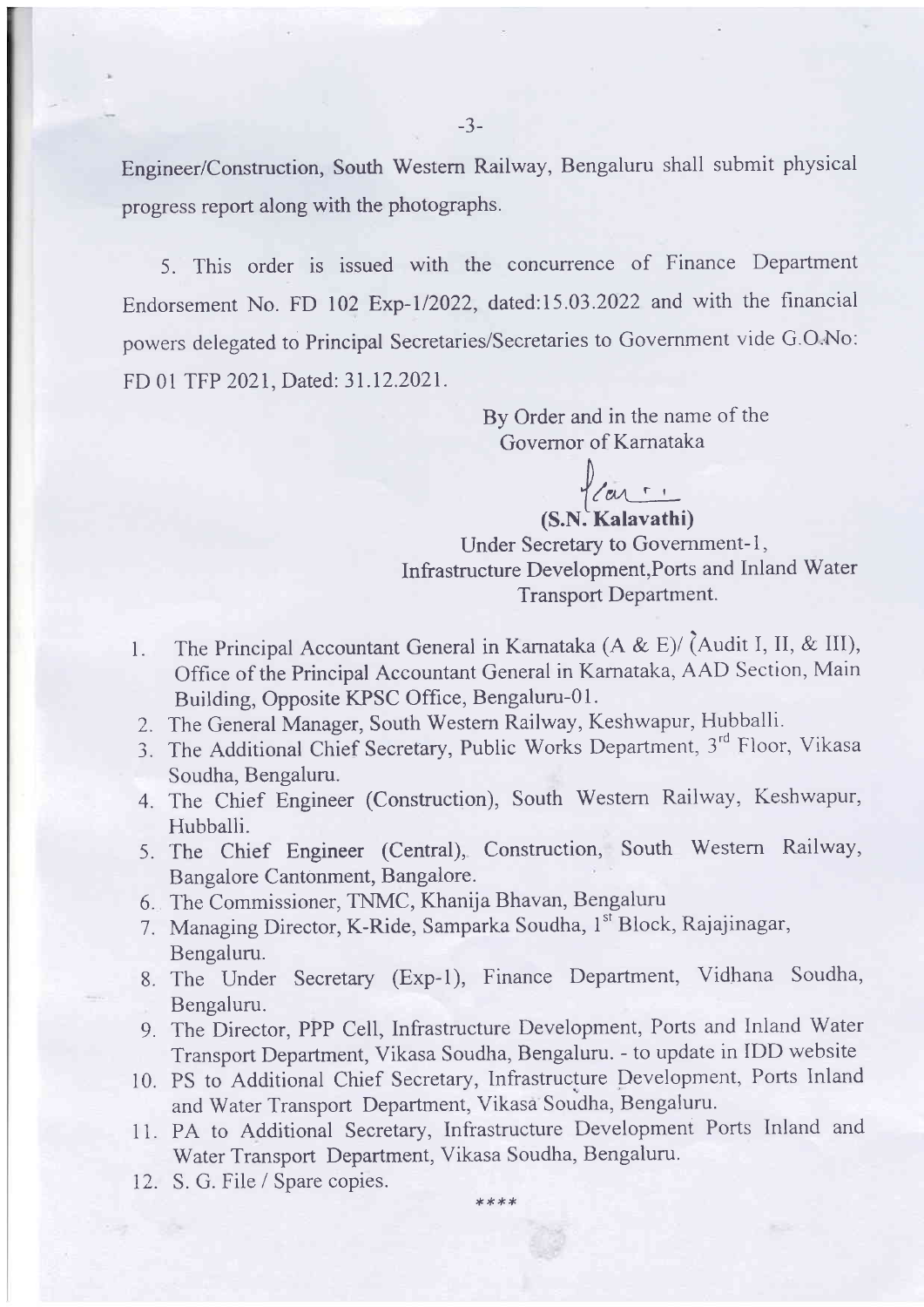Engineer/Construction, South Western Railway, Bengaluru shall submit physical progress report along with the photographs.

5. This order is issued with the concurrence of Finance Department Endorsement No. FD 102 Exp-1/2022, dated:15.03.2022 and with the financial powers delegated to Principal Secretaries/Secretaries to Government vide G.O.No: FD 01 TFP 2021, Dated: 31.12.2021.

By Order and in the name of the
Governor of Karnataka

**(S.N. Kalavathi)**
Under Secretary to Government-1,
Infrastructure Development,Ports and Inland Water Transport Department.

1. The Principal Accountant General in Karnataka (A & E)/ (Audit I, II, & III), Office of the Principal Accountant General in Karnataka, AAD Section, Main Building, Opposite KPSC Office, Bengaluru-01.
2. The General Manager, South Western Railway, Keshwapur, Hubballi.
3. The Additional Chief Secretary, Public Works Department, 3rd Floor, Vikasa Soudha, Bengaluru.
4. The Chief Engineer (Construction), South Western Railway, Keshwapur, Hubballi.
5. The Chief Engineer (Central), Construction, South Western Railway, Bangalore Cantonment, Bangalore.
6. The Commissioner, TNMC, Khanija Bhavan, Bengaluru
7. Managing Director, K-Ride, Samparka Soudha, 1st Block, Rajajinagar, Bengaluru.
8. The Under Secretary (Exp-1), Finance Department, Vidhana Soudha, Bengaluru.
9. The Director, PPP Cell, Infrastructure Development, Ports and Inland Water Transport Department, Vikasa Soudha, Bengaluru. - to update in IDD website
10. PS to Additional Chief Secretary, Infrastructure Development, Ports Inland and Water Transport Department, Vikasa Soudha, Bengaluru.
11. PA to Additional Secretary, Infrastructure Development Ports Inland and Water Transport Department, Vikasa Soudha, Bengaluru.
12. S. G. File / Spare copies.

****